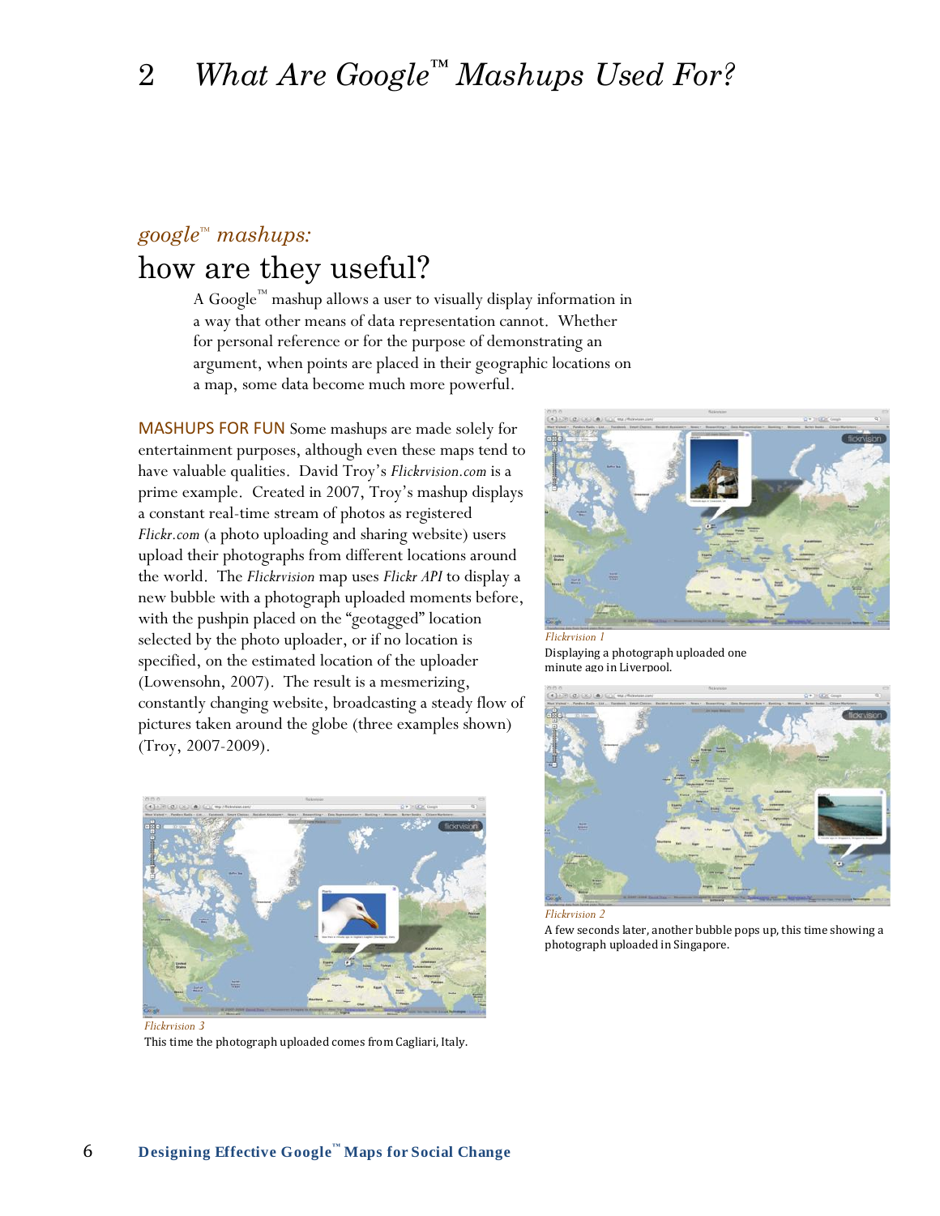# 2 *What Are Google™ Mashups Used For?*

*google™ mashups:*

## how are they useful?

A Google™ mashup allows a user to visually display information in a way that other means of data representation cannot. Whether for personal reference or for the purpose of demonstrating an argument, when points are placed in their geographic locations on a map, some data become much more powerful.

**MASHUPS FOR FUN** Some mashups are made solely for entertainment purposes, although even these maps tend to have valuable qualities. David Troy's *Flickrvision.com* is a prime example. Created in 2007, Troy's mashup displays a constant real-time stream of photos as registered *Flickr.com* (a photo uploading and sharing website) users upload their photographs from different locations around the world. The *Flickrvision* map uses *Flickr API* to display a new bubble with a photograph uploaded moments before, with the pushpin placed on the "geotagged" location selected by the photo uploader, or if no location is specified, on the estimated location of the uploader (Lowensohn, 2007). The result is a mesmerizing, constantly changing website, broadcasting a steady flow of pictures taken around the globe (three examples shown) (Troy, 2007-2009).

*Flickrvision 1*

Displaying a photograph uploaded one minute ago in Liverpool.

*Flickrvision 2*

A few seconds later, another bubble pops up, this time showing a photograph uploaded in Singapore.

*Flickrvision 3*

This time the photograph uploaded comes from Cagliari, Italy.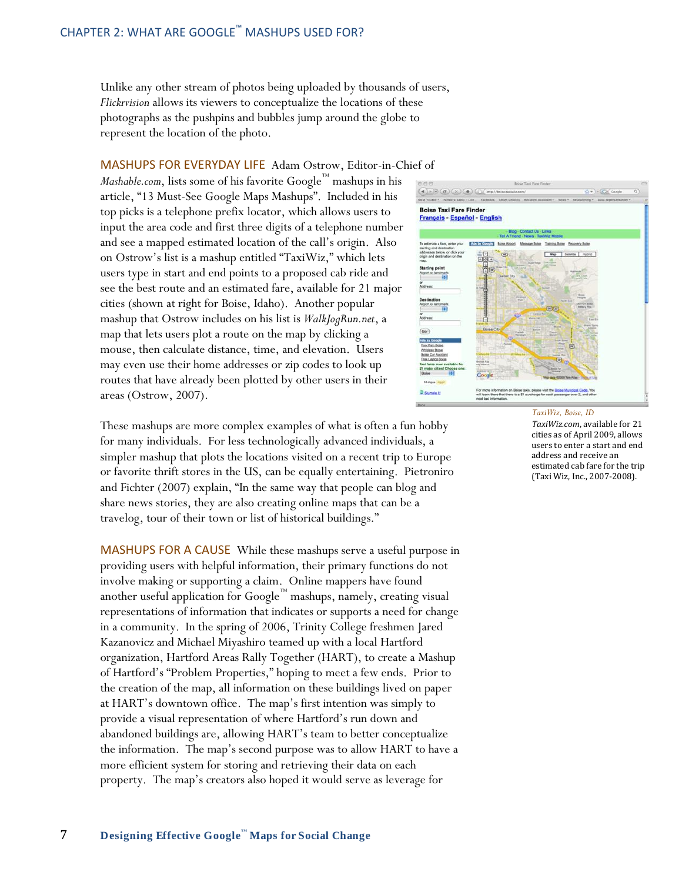Unlike any other stream of photos being uploaded by thousands of users, *Flickrvision* allows its viewers to conceptualize the locations of these photographs as the pushpins and bubbles jump around the globe to represent the location of the photo.

**MASHUPS FOR EVERYDAY LIFE** Adam Ostrow, Editor-in-Chief of *Mashable.com*, lists some of his favorite Google™ mashups in his article, "13 Must-See Google Maps Mashups". Included in his top picks is a telephone prefix locator, which allows users to input the area code and first three digits of a telephone number and see a mapped estimated location of the call's origin. Also on Ostrow's list is a mashup entitled "TaxiWiz," which lets users type in start and end points to a proposed cab ride and see the best route and an estimated fare, available for 21 major cities (shown at right for Boise, Idaho). Another popular mashup that Ostrow includes on his list is *WalkJogRun.net*, a map that lets users plot a route on the map by clicking a mouse, then calculate distance, time, and elevation. Users may even use their home addresses or zip codes to look up routes that have already been plotted by other users in their areas (Ostrow, 2007).

*TaxiWiz, Boise, ID*

*TaxiWiz.com*, available for 21 cities as of April 2009, allows users to enter a start and end address and receive an estimated cab fare for the trip (Taxi Wiz, Inc., 2007-2008).

These mashups are more complex examples of what is often a fun hobby for many individuals. For less technologically advanced individuals, a simpler mashup that plots the locations visited on a recent trip to Europe or favorite thrift stores in the US, can be equally entertaining. Pietroniro and Fichter (2007) explain, "In the same way that people can blog and share news stories, they are also creating online maps that can be a travelog, tour of their town or list of historical buildings."

**MASHUPS FOR A CAUSE** While these mashups serve a useful purpose in providing users with helpful information, their primary functions do not involve making or supporting a claim. Online mappers have found another useful application for Google™ mashups, namely, creating visual representations of information that indicates or supports a need for change in a community. In the spring of 2006, Trinity College freshmen Jared Kazanovicz and Michael Miyashiro teamed up with a local Hartford organization, Hartford Areas Rally Together (HART), to create a Mashup of Hartford's "Problem Properties," hoping to meet a few ends. Prior to the creation of the map, all information on these buildings lived on paper at HART's downtown office. The map's first intention was simply to provide a visual representation of where Hartford's run down and abandoned buildings are, allowing HART's team to better conceptualize the information. The map's second purpose was to allow HART to have a more efficient system for storing and retrieving their data on each property. The map's creators also hoped it would serve as leverage for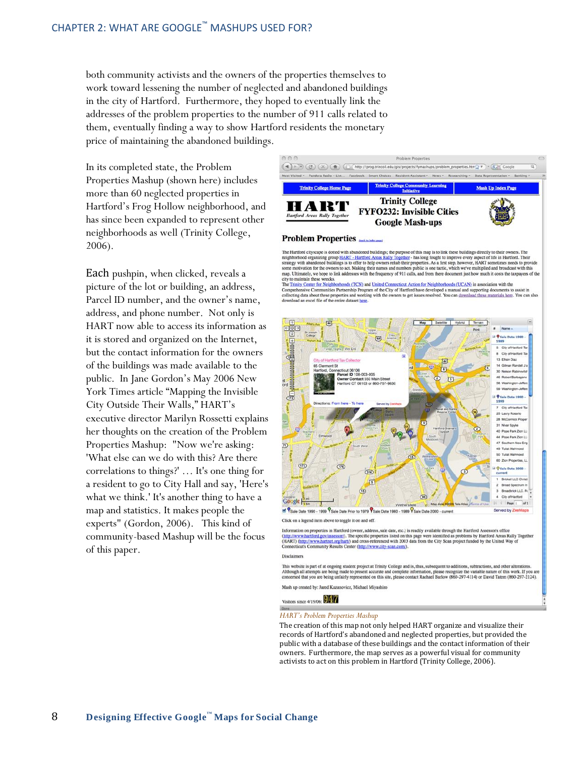both community activists and the owners of the properties themselves to work toward lessening the number of neglected and abandoned buildings in the city of Hartford. Furthermore, they hoped to eventually link the addresses of the problem properties to the number of 911 calls related to them, eventually finding a way to show Hartford residents the monetary price of maintaining the abandoned buildings.

In its completed state, the Problem Properties Mashup (shown here) includes more than 60 neglected properties in Hartford's Frog Hollow neighborhood, and has since been expanded to represent other neighborhoods as well (Trinity College, 2006).

Each pushpin, when clicked, reveals a picture of the lot or building, an address, Parcel ID number, and the owner's name, address, and phone number. Not only is HART now able to access its information as it is stored and organized on the Internet, but the contact information for the owners of the buildings was made available to the public. In Jane Gordon's May 2006 New York Times article "Mapping the Invisible City Outside Their Walls," HART's executive director Marilyn Rossetti explains her thoughts on the creation of the Problem Properties Mashup: "Now we're asking: 'What else can we do with this? Are there correlations to things?' … It's one thing for a resident to go to City Hall and say, 'Here's what we think.' It's another thing to have a map and statistics. It makes people the experts" (Gordon, 2006). This kind of community-based Mashup will be the focus of this paper.

*HART's Problem Properties Mashup*

The creation of this map not only helped HART organize and visualize their records of Hartford's abandoned and neglected properties, but provided the public with a database of these buildings and the contact information of their owners. Furthermore, the map serves as a powerful visual for community activists to act on this problem in Hartford (Trinity College, 2006).